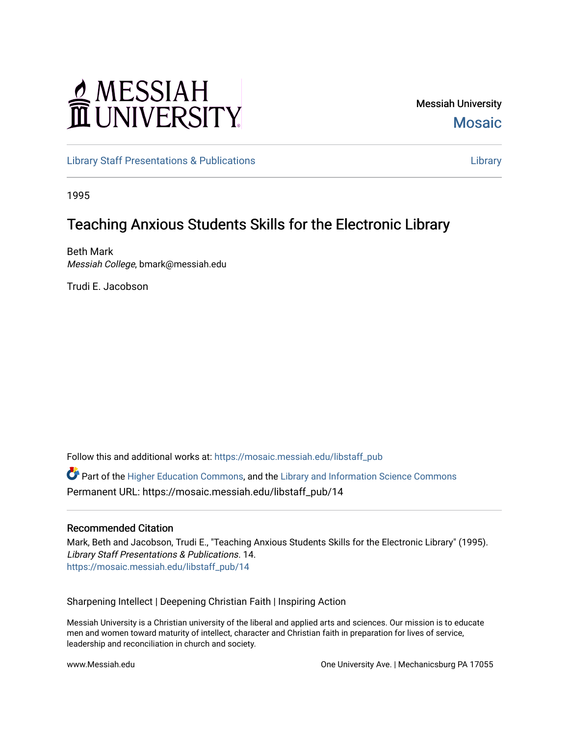Messiah University
Mosaic

Library Staff Presentations & Publications | Library

1995

# Teaching Anxious Students Skills for the Electronic Library

Beth Mark
*Messiah College*, bmark@messiah.edu

Trudi E. Jacobson

Follow this and additional works at: https://mosaic.messiah.edu/libstaff_pub

Part of the Higher Education Commons, and the Library and Information Science Commons

Permanent URL: https://mosaic.messiah.edu/libstaff_pub/14

## Recommended Citation

Mark, Beth and Jacobson, Trudi E., "Teaching Anxious Students Skills for the Electronic Library" (1995). *Library Staff Presentations & Publications*. 14.
https://mosaic.messiah.edu/libstaff_pub/14

Sharpening Intellect | Deepening Christian Faith | Inspiring Action

Messiah University is a Christian university of the liberal and applied arts and sciences. Our mission is to educate men and women toward maturity of intellect, character and Christian faith in preparation for lives of service, leadership and reconciliation in church and society.

www.Messiah.edu

One University Ave. | Mechanicsburg PA 17055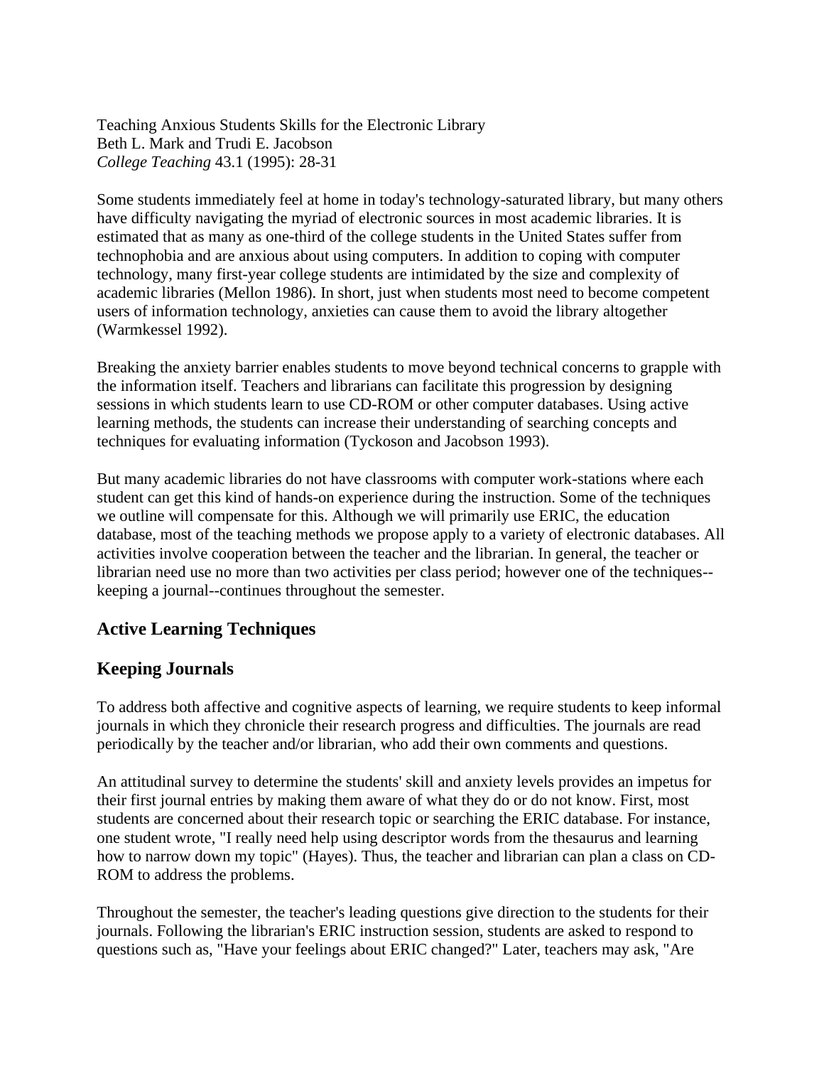Teaching Anxious Students Skills for the Electronic Library
Beth L. Mark and Trudi E. Jacobson
*College Teaching* 43.1 (1995): 28-31

Some students immediately feel at home in today's technology-saturated library, but many others have difficulty navigating the myriad of electronic sources in most academic libraries. It is estimated that as many as one-third of the college students in the United States suffer from technophobia and are anxious about using computers. In addition to coping with computer technology, many first-year college students are intimidated by the size and complexity of academic libraries (Mellon 1986). In short, just when students most need to become competent users of information technology, anxieties can cause them to avoid the library altogether (Warmkessel 1992).

Breaking the anxiety barrier enables students to move beyond technical concerns to grapple with the information itself. Teachers and librarians can facilitate this progression by designing sessions in which students learn to use CD-ROM or other computer databases. Using active learning methods, the students can increase their understanding of searching concepts and techniques for evaluating information (Tyckoson and Jacobson 1993).

But many academic libraries do not have classrooms with computer work-stations where each student can get this kind of hands-on experience during the instruction. Some of the techniques we outline will compensate for this. Although we will primarily use ERIC, the education database, most of the teaching methods we propose apply to a variety of electronic databases. All activities involve cooperation between the teacher and the librarian. In general, the teacher or librarian need use no more than two activities per class period; however one of the techniques--keeping a journal--continues throughout the semester.

## Active Learning Techniques

## Keeping Journals

To address both affective and cognitive aspects of learning, we require students to keep informal journals in which they chronicle their research progress and difficulties. The journals are read periodically by the teacher and/or librarian, who add their own comments and questions.

An attitudinal survey to determine the students' skill and anxiety levels provides an impetus for their first journal entries by making them aware of what they do or do not know. First, most students are concerned about their research topic or searching the ERIC database. For instance, one student wrote, "I really need help using descriptor words from the thesaurus and learning how to narrow down my topic" (Hayes). Thus, the teacher and librarian can plan a class on CD-ROM to address the problems.

Throughout the semester, the teacher's leading questions give direction to the students for their journals. Following the librarian's ERIC instruction session, students are asked to respond to questions such as, "Have your feelings about ERIC changed?" Later, teachers may ask, "Are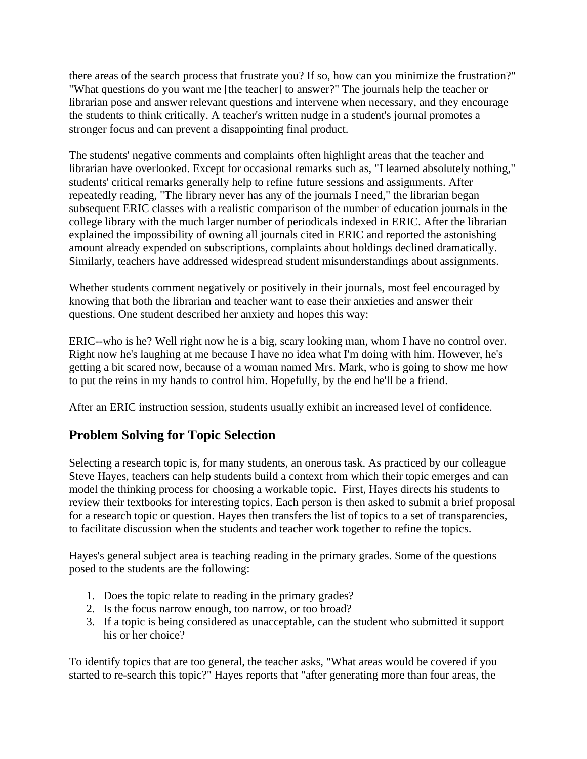there areas of the search process that frustrate you? If so, how can you minimize the frustration?" "What questions do you want me [the teacher] to answer?" The journals help the teacher or librarian pose and answer relevant questions and intervene when necessary, and they encourage the students to think critically. A teacher's written nudge in a student's journal promotes a stronger focus and can prevent a disappointing final product.

The students' negative comments and complaints often highlight areas that the teacher and librarian have overlooked. Except for occasional remarks such as, "I learned absolutely nothing," students' critical remarks generally help to refine future sessions and assignments. After repeatedly reading, "The library never has any of the journals I need," the librarian began subsequent ERIC classes with a realistic comparison of the number of education journals in the college library with the much larger number of periodicals indexed in ERIC. After the librarian explained the impossibility of owning all journals cited in ERIC and reported the astonishing amount already expended on subscriptions, complaints about holdings declined dramatically. Similarly, teachers have addressed widespread student misunderstandings about assignments.

Whether students comment negatively or positively in their journals, most feel encouraged by knowing that both the librarian and teacher want to ease their anxieties and answer their questions. One student described her anxiety and hopes this way:

ERIC--who is he? Well right now he is a big, scary looking man, whom I have no control over. Right now he's laughing at me because I have no idea what I'm doing with him. However, he's getting a bit scared now, because of a woman named Mrs. Mark, who is going to show me how to put the reins in my hands to control him. Hopefully, by the end he'll be a friend.

After an ERIC instruction session, students usually exhibit an increased level of confidence.

## Problem Solving for Topic Selection

Selecting a research topic is, for many students, an onerous task. As practiced by our colleague Steve Hayes, teachers can help students build a context from which their topic emerges and can model the thinking process for choosing a workable topic. First, Hayes directs his students to review their textbooks for interesting topics. Each person is then asked to submit a brief proposal for a research topic or question. Hayes then transfers the list of topics to a set of transparencies, to facilitate discussion when the students and teacher work together to refine the topics.

Hayes's general subject area is teaching reading in the primary grades. Some of the questions posed to the students are the following:

1. Does the topic relate to reading in the primary grades?
2. Is the focus narrow enough, too narrow, or too broad?
3. If a topic is being considered as unacceptable, can the student who submitted it support his or her choice?

To identify topics that are too general, the teacher asks, "What areas would be covered if you started to re-search this topic?" Hayes reports that "after generating more than four areas, the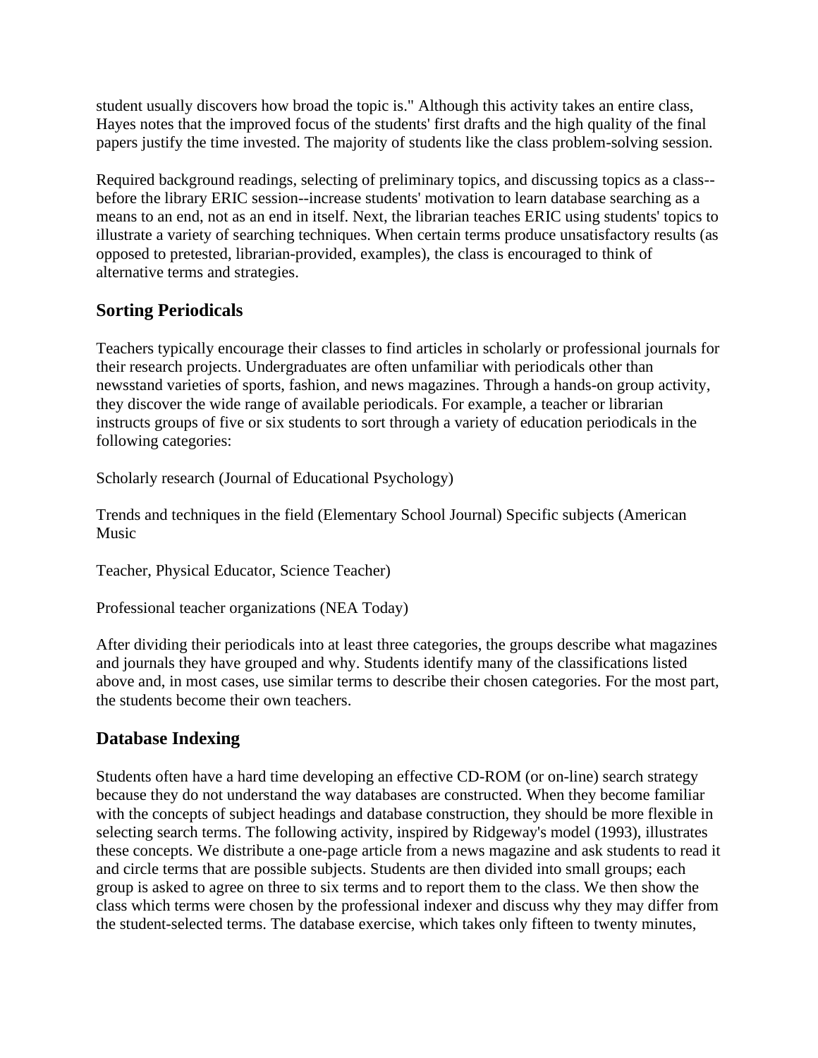student usually discovers how broad the topic is." Although this activity takes an entire class, Hayes notes that the improved focus of the students' first drafts and the high quality of the final papers justify the time invested. The majority of students like the class problem-solving session.

Required background readings, selecting of preliminary topics, and discussing topics as a class--before the library ERIC session--increase students' motivation to learn database searching as a means to an end, not as an end in itself. Next, the librarian teaches ERIC using students' topics to illustrate a variety of searching techniques. When certain terms produce unsatisfactory results (as opposed to pretested, librarian-provided, examples), the class is encouraged to think of alternative terms and strategies.

## Sorting Periodicals

Teachers typically encourage their classes to find articles in scholarly or professional journals for their research projects. Undergraduates are often unfamiliar with periodicals other than newsstand varieties of sports, fashion, and news magazines. Through a hands-on group activity, they discover the wide range of available periodicals. For example, a teacher or librarian instructs groups of five or six students to sort through a variety of education periodicals in the following categories:

Scholarly research (Journal of Educational Psychology)

Trends and techniques in the field (Elementary School Journal) Specific subjects (American Music

Teacher, Physical Educator, Science Teacher)

Professional teacher organizations (NEA Today)

After dividing their periodicals into at least three categories, the groups describe what magazines and journals they have grouped and why. Students identify many of the classifications listed above and, in most cases, use similar terms to describe their chosen categories. For the most part, the students become their own teachers.

## Database Indexing

Students often have a hard time developing an effective CD-ROM (or on-line) search strategy because they do not understand the way databases are constructed. When they become familiar with the concepts of subject headings and database construction, they should be more flexible in selecting search terms. The following activity, inspired by Ridgeway's model (1993), illustrates these concepts. We distribute a one-page article from a news magazine and ask students to read it and circle terms that are possible subjects. Students are then divided into small groups; each group is asked to agree on three to six terms and to report them to the class. We then show the class which terms were chosen by the professional indexer and discuss why they may differ from the student-selected terms. The database exercise, which takes only fifteen to twenty minutes,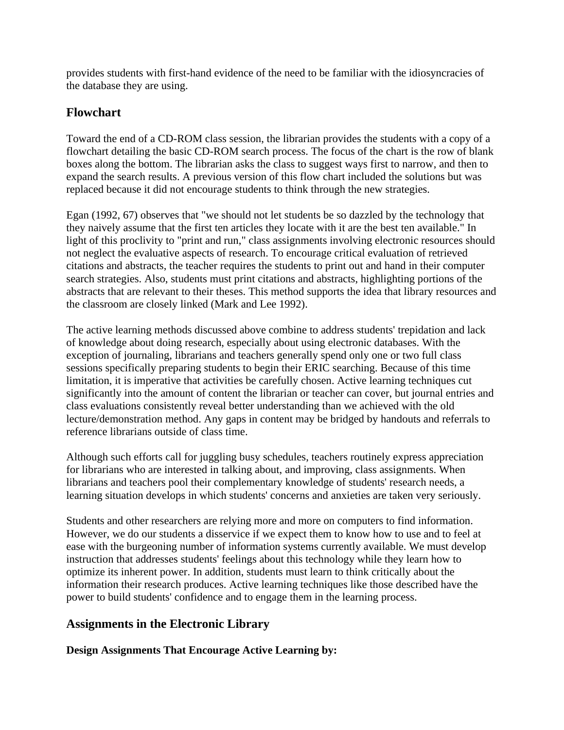provides students with first-hand evidence of the need to be familiar with the idiosyncracies of the database they are using.

## Flowchart

Toward the end of a CD-ROM class session, the librarian provides the students with a copy of a flowchart detailing the basic CD-ROM search process. The focus of the chart is the row of blank boxes along the bottom. The librarian asks the class to suggest ways first to narrow, and then to expand the search results. A previous version of this flow chart included the solutions but was replaced because it did not encourage students to think through the new strategies.

Egan (1992, 67) observes that "we should not let students be so dazzled by the technology that they naively assume that the first ten articles they locate with it are the best ten available." In light of this proclivity to "print and run," class assignments involving electronic resources should not neglect the evaluative aspects of research. To encourage critical evaluation of retrieved citations and abstracts, the teacher requires the students to print out and hand in their computer search strategies. Also, students must print citations and abstracts, highlighting portions of the abstracts that are relevant to their theses. This method supports the idea that library resources and the classroom are closely linked (Mark and Lee 1992).

The active learning methods discussed above combine to address students' trepidation and lack of knowledge about doing research, especially about using electronic databases. With the exception of journaling, librarians and teachers generally spend only one or two full class sessions specifically preparing students to begin their ERIC searching. Because of this time limitation, it is imperative that activities be carefully chosen. Active learning techniques cut significantly into the amount of content the librarian or teacher can cover, but journal entries and class evaluations consistently reveal better understanding than we achieved with the old lecture/demonstration method. Any gaps in content may be bridged by handouts and referrals to reference librarians outside of class time.

Although such efforts call for juggling busy schedules, teachers routinely express appreciation for librarians who are interested in talking about, and improving, class assignments. When librarians and teachers pool their complementary knowledge of students' research needs, a learning situation develops in which students' concerns and anxieties are taken very seriously.

Students and other researchers are relying more and more on computers to find information. However, we do our students a disservice if we expect them to know how to use and to feel at ease with the burgeoning number of information systems currently available. We must develop instruction that addresses students' feelings about this technology while they learn how to optimize its inherent power. In addition, students must learn to think critically about the information their research produces. Active learning techniques like those described have the power to build students' confidence and to engage them in the learning process.

## Assignments in the Electronic Library

**Design Assignments That Encourage Active Learning by:**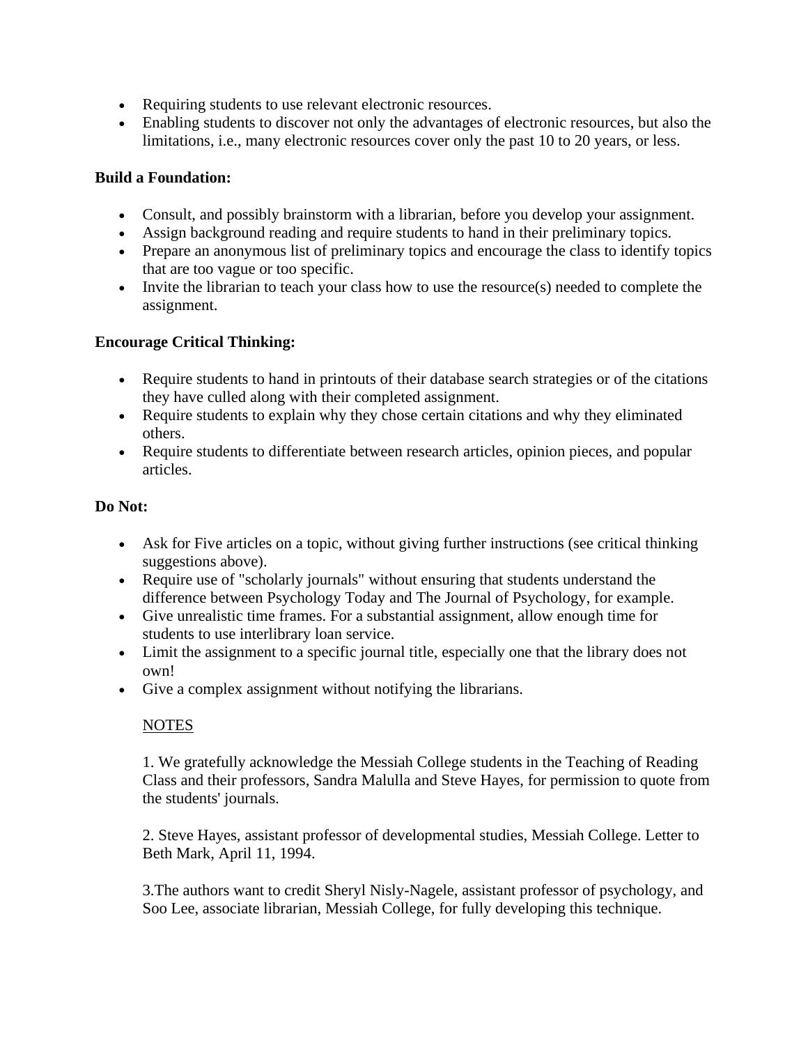- Requiring students to use relevant electronic resources.
- Enabling students to discover not only the advantages of electronic resources, but also the limitations, i.e., many electronic resources cover only the past 10 to 20 years, or less.

**Build a Foundation:**

- Consult, and possibly brainstorm with a librarian, before you develop your assignment.
- Assign background reading and require students to hand in their preliminary topics.
- Prepare an anonymous list of preliminary topics and encourage the class to identify topics that are too vague or too specific.
- Invite the librarian to teach your class how to use the resource(s) needed to complete the assignment.

**Encourage Critical Thinking:**

- Require students to hand in printouts of their database search strategies or of the citations they have culled along with their completed assignment.
- Require students to explain why they chose certain citations and why they eliminated others.
- Require students to differentiate between research articles, opinion pieces, and popular articles.

**Do Not:**

- Ask for Five articles on a topic, without giving further instructions (see critical thinking suggestions above).
- Require use of "scholarly journals" without ensuring that students understand the difference between Psychology Today and The Journal of Psychology, for example.
- Give unrealistic time frames. For a substantial assignment, allow enough time for students to use interlibrary loan service.
- Limit the assignment to a specific journal title, especially one that the library does not own!
- Give a complex assignment without notifying the librarians.

NOTES

1. We gratefully acknowledge the Messiah College students in the Teaching of Reading Class and their professors, Sandra Malulla and Steve Hayes, for permission to quote from the students' journals.

2. Steve Hayes, assistant professor of developmental studies, Messiah College. Letter to Beth Mark, April 11, 1994.

3.The authors want to credit Sheryl Nisly-Nagele, assistant professor of psychology, and Soo Lee, associate librarian, Messiah College, for fully developing this technique.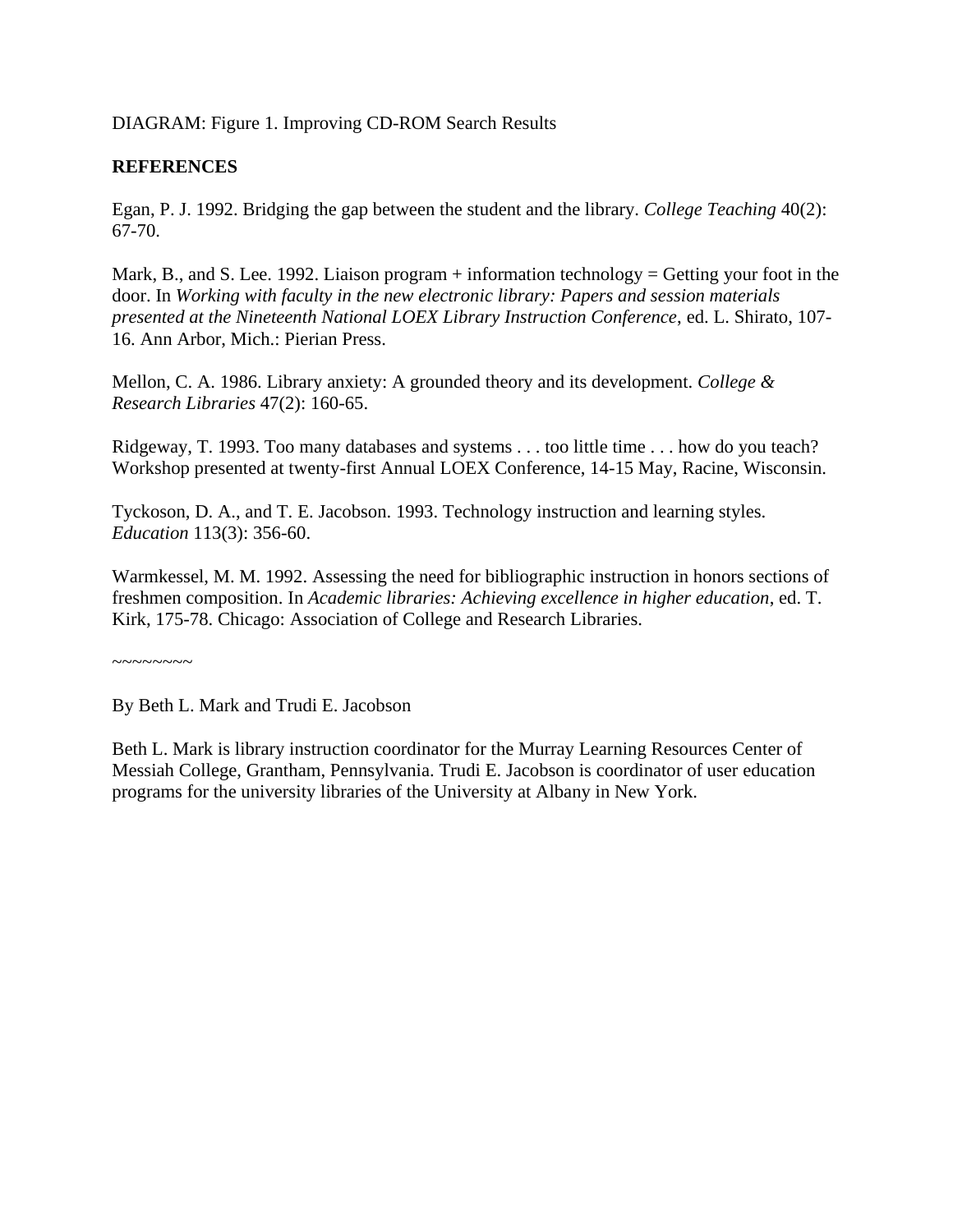DIAGRAM: Figure 1. Improving CD-ROM Search Results

**REFERENCES**

Egan, P. J. 1992. Bridging the gap between the student and the library. *College Teaching* 40(2): 67-70.

Mark, B., and S. Lee. 1992. Liaison program + information technology = Getting your foot in the door. In *Working with faculty in the new electronic library: Papers and session materials presented at the Nineteenth National LOEX Library Instruction Conference*, ed. L. Shirato, 107-16. Ann Arbor, Mich.: Pierian Press.

Mellon, C. A. 1986. Library anxiety: A grounded theory and its development. *College & Research Libraries* 47(2): 160-65.

Ridgeway, T. 1993. Too many databases and systems . . . too little time . . . how do you teach? Workshop presented at twenty-first Annual LOEX Conference, 14-15 May, Racine, Wisconsin.

Tyckoson, D. A., and T. E. Jacobson. 1993. Technology instruction and learning styles. *Education* 113(3): 356-60.

Warmkessel, M. M. 1992. Assessing the need for bibliographic instruction in honors sections of freshmen composition. In *Academic libraries: Achieving excellence in higher education*, ed. T. Kirk, 175-78. Chicago: Association of College and Research Libraries.

~~~~~~~~

By Beth L. Mark and Trudi E. Jacobson

Beth L. Mark is library instruction coordinator for the Murray Learning Resources Center of Messiah College, Grantham, Pennsylvania. Trudi E. Jacobson is coordinator of user education programs for the university libraries of the University at Albany in New York.